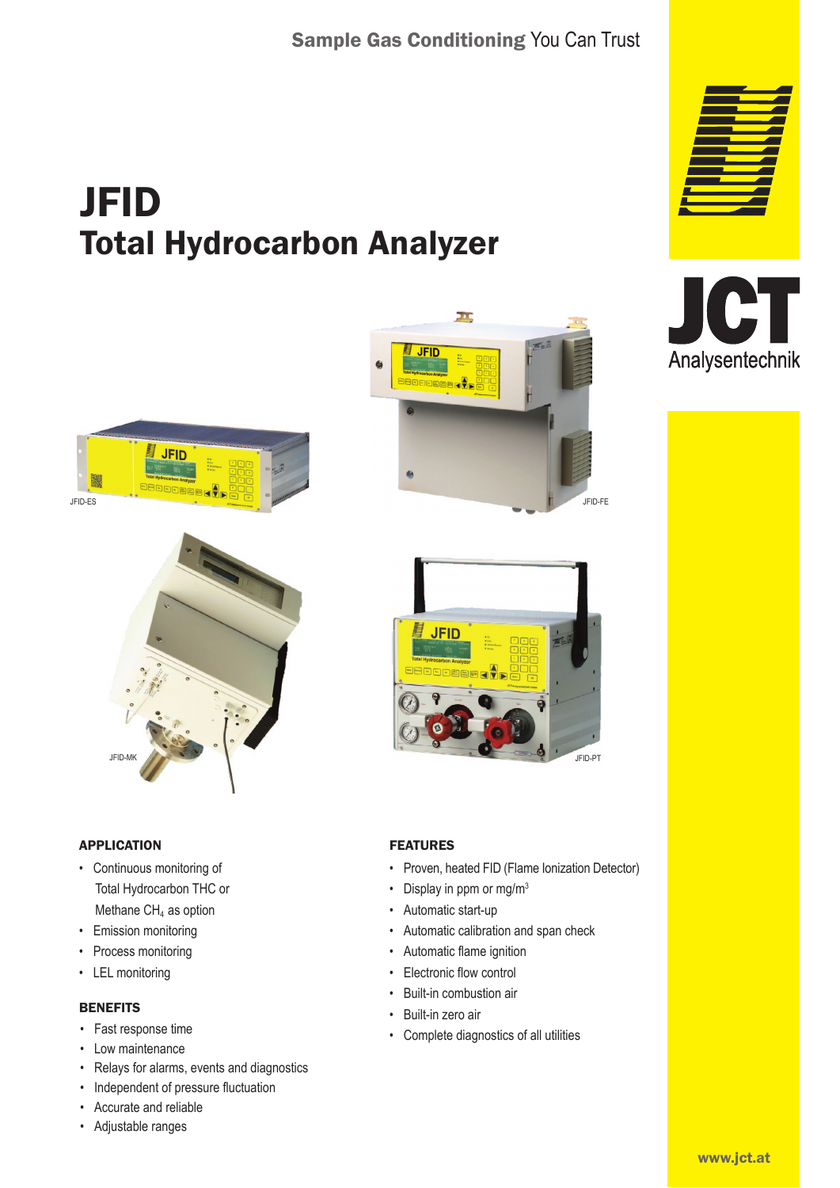Sample Gas Conditioning You Can Trust

# JFID
## Total Hydrocarbon Analyzer

JCT Analysentechnik

JFID-ES

JFID-FE

JFID-MK

JFID-PT

### APPLICATION

- Continuous monitoring of Total Hydrocarbon THC or Methane $CH_4$ as option
- Emission monitoring
- Process monitoring
- LEL monitoring

### BENEFITS

- Fast response time
- Low maintenance
- Relays for alarms, events and diagnostics
- Independent of pressure fluctuation
- Accurate and reliable
- Adjustable ranges

### FEATURES

- Proven, heated FID (Flame Ionization Detector)
- Display in ppm or mg/m$^3$
- Automatic start-up
- Automatic calibration and span check
- Automatic flame ignition
- Electronic flow control
- Built-in combustion air
- Built-in zero air
- Complete diagnostics of all utilities

www.jct.at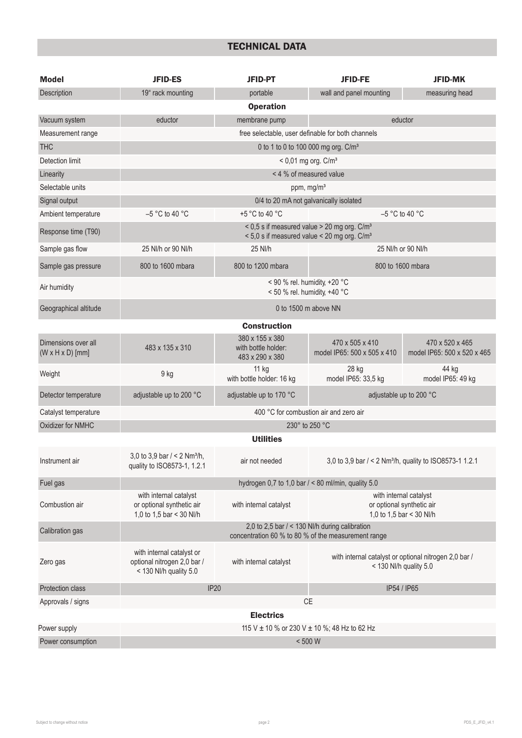## TECHNICAL DATA

| Model | JFID-ES | JFID-PT | JFID-FE | JFID-MK |
|---|---|---|---|---|
| Description | 19" rack mounting | portable | wall and panel mounting | measuring head |
| **Operation** | | | | |
| Vacuum system | eductor | membrane pump | eductor | |
| Measurement range | free selectable, user definable for both channels | | | |
| THC | 0 to 1 to 0 to 100 000 mg org. C/m³ | | | |
| Detection limit | < 0,01 mg org. C/m³ | | | |
| Linearity | < 4 % of measured value | | | |
| Selectable units | ppm, mg/m³ | | | |
| Signal output | 0/4 to 20 mA not galvanically isolated | | | |
| Ambient temperature | –5 °C to 40 °C | +5 °C to 40 °C | –5 °C to 40 °C | |
| Response time (T90) | < 0,5 s if measured value > 20 mg org. C/m³<br>< 5,0 s if measured value < 20 mg org. C/m³ | | | |
| Sample gas flow | 25 Nl/h or 90 Nl/h | 25 Nl/h | 25 Nl/h or 90 Nl/h | |
| Sample gas pressure | 800 to 1600 mbara | 800 to 1200 mbara | 800 to 1600 mbara | |
| Air humidity | < 90 % rel. humidity, +20 °C<br>< 50 % rel. humidity, +40 °C | | | |
| Geographical altitude | 0 to 1500 m above NN | | | |
| **Construction** | | | | |
| Dimensions over all (W x H x D) [mm] | 483 x 135 x 310 | 380 x 155 x 380<br>with bottle holder:<br>483 x 290 x 380 | 470 x 505 x 410<br>model IP65: 500 x 505 x 410 | 470 x 520 x 465<br>model IP65: 500 x 520 x 465 |
| Weight | 9 kg | 11 kg<br>with bottle holder: 16 kg | 28 kg<br>model IP65: 33,5 kg | 44 kg<br>model IP65: 49 kg |
| Detector temperature | adjustable up to 200 °C | adjustable up to 170 °C | adjustable up to 200 °C | |
| Catalyst temperature | 400 °C for combustion air and zero air | | | |
| Oxidizer for NMHC | 230° to 250 °C | | | |
| **Utilities** | | | | |
| Instrument air | 3,0 to 3,9 bar / < 2 Nm³/h, quality to ISO8573-1, 1.2.1 | air not needed | 3,0 to 3,9 bar / < 2 Nm³/h, quality to ISO8573-1 1.2.1 | |
| Fuel gas | hydrogen 0,7 to 1,0 bar / < 80 ml/min, quality 5.0 | | | |
| Combustion air | with internal catalyst<br>or optional synthetic air<br>1,0 to 1,5 bar < 30 Nl/h | with internal catalyst | with internal catalyst<br>or optional synthetic air<br>1,0 to 1,5 bar < 30 Nl/h | |
| Calibration gas | 2,0 to 2,5 bar / < 130 Nl/h during calibration<br>concentration 60 % to 80 % of the measurement range | | | |
| Zero gas | with internal catalyst or optional nitrogen 2,0 bar / < 130 Nl/h quality 5.0 | with internal catalyst | with internal catalyst or optional nitrogen 2,0 bar / < 130 Nl/h quality 5.0 | |
| Protection class | IP20 | | IP54 / IP65 | |
| Approvals / signs | CE | | | |
| **Electrics** | | | | |
| Power supply | 115 V ± 10 % or 230 V ± 10 %; 48 Hz to 62 Hz | | | |
| Power consumption | < 500 W | | | |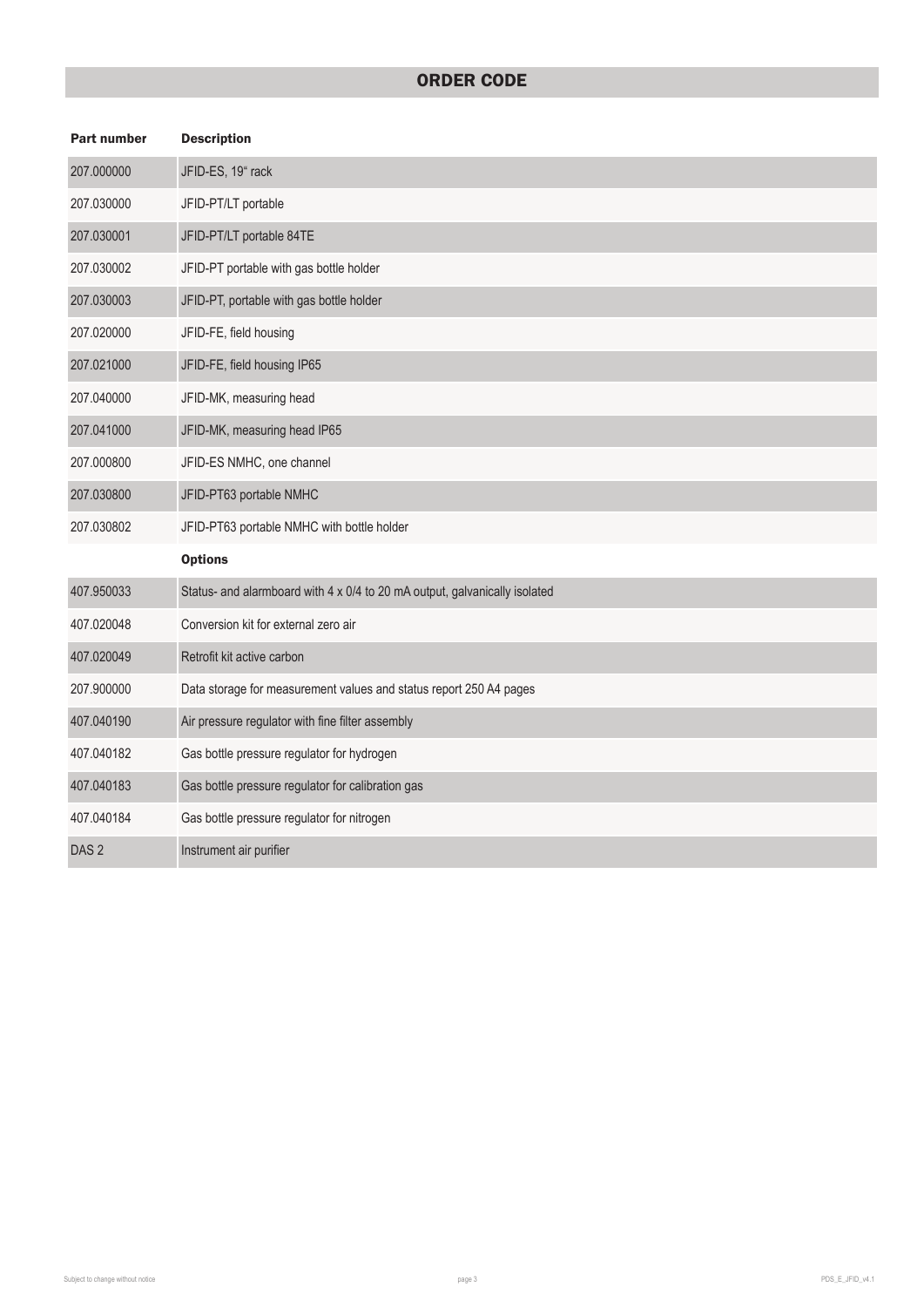## ORDER CODE

| Part number | Description |
|---|---|
| 207.000000 | JFID-ES, 19" rack |
| 207.030000 | JFID-PT/LT portable |
| 207.030001 | JFID-PT/LT portable 84TE |
| 207.030002 | JFID-PT portable with gas bottle holder |
| 207.030003 | JFID-PT, portable with gas bottle holder |
| 207.020000 | JFID-FE, field housing |
| 207.021000 | JFID-FE, field housing IP65 |
| 207.040000 | JFID-MK, measuring head |
| 207.041000 | JFID-MK, measuring head IP65 |
| 207.000800 | JFID-ES NMHC, one channel |
| 207.030800 | JFID-PT63 portable NMHC |
| 207.030802 | JFID-PT63 portable NMHC with bottle holder |
| | **Options** |
| 407.950033 | Status- and alarmboard with 4 x 0/4 to 20 mA output, galvanically isolated |
| 407.020048 | Conversion kit for external zero air |
| 407.020049 | Retrofit kit active carbon |
| 207.900000 | Data storage for measurement values and status report 250 A4 pages |
| 407.040190 | Air pressure regulator with fine filter assembly |
| 407.040182 | Gas bottle pressure regulator for hydrogen |
| 407.040183 | Gas bottle pressure regulator for calibration gas |
| 407.040184 | Gas bottle pressure regulator for nitrogen |
| DAS 2 | Instrument air purifier |

Subject to change without notice

PDS_E_JFID_v4.1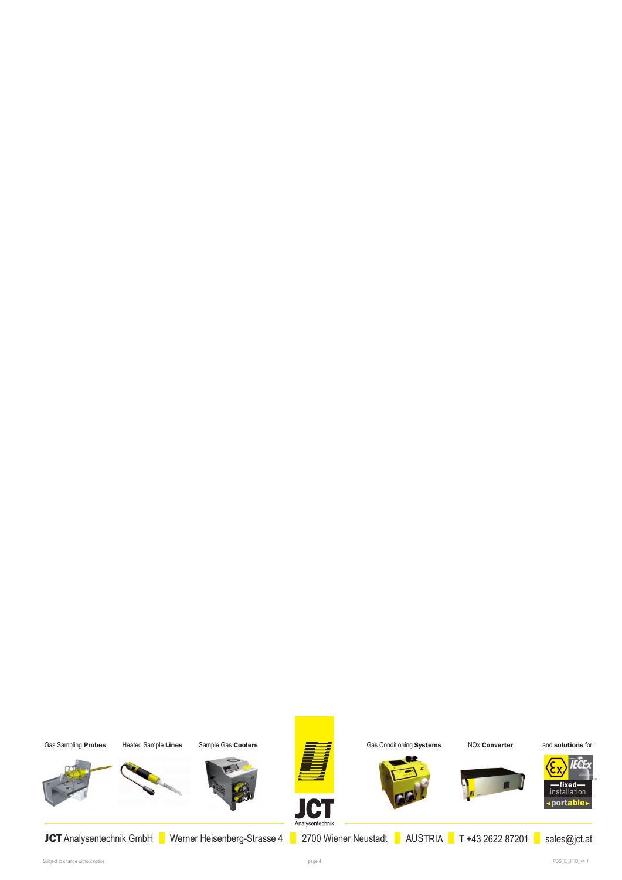Gas Sampling **Probes**

Heated Sample **Lines**

Sample Gas **Coolers**

Gas Conditioning **Systems**

NOx **Converter**

and **solutions** for

**JCT** Analysentechnik GmbH | Werner Heisenberg-Strasse 4 | 2700 Wiener Neustadt | AUSTRIA | T +43 2622 87201 | sales@jct.at

Subject to change without notice

PDS_E_JFID_v4.1